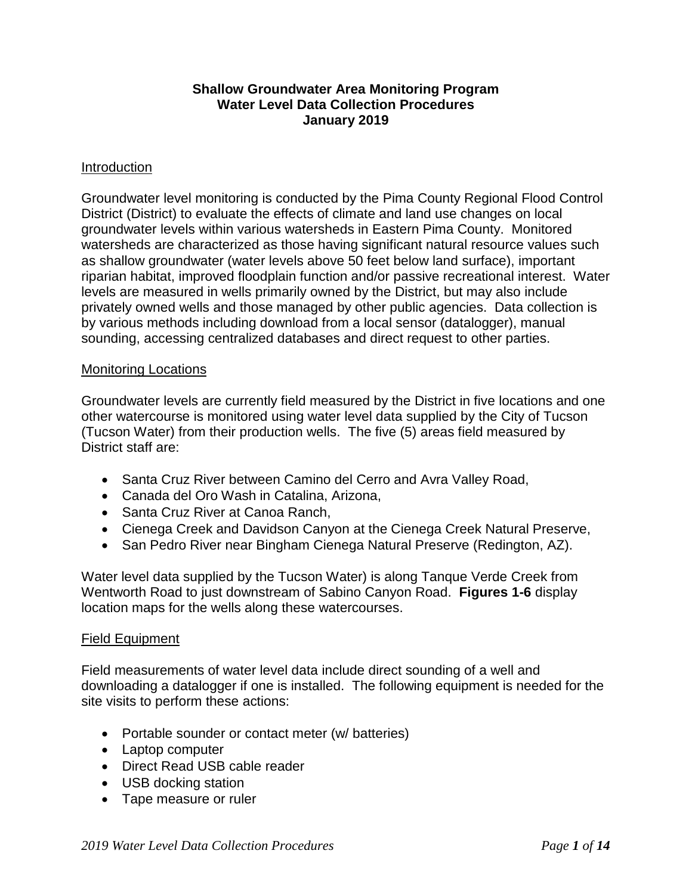**Shallow Groundwater Area Monitoring Program**
**Water Level Data Collection Procedures**
**January 2019**

## Introduction

Groundwater level monitoring is conducted by the Pima County Regional Flood Control District (District) to evaluate the effects of climate and land use changes on local groundwater levels within various watersheds in Eastern Pima County. Monitored watersheds are characterized as those having significant natural resource values such as shallow groundwater (water levels above 50 feet below land surface), important riparian habitat, improved floodplain function and/or passive recreational interest. Water levels are measured in wells primarily owned by the District, but may also include privately owned wells and those managed by other public agencies. Data collection is by various methods including download from a local sensor (datalogger), manual sounding, accessing centralized databases and direct request to other parties.

## Monitoring Locations

Groundwater levels are currently field measured by the District in five locations and one other watercourse is monitored using water level data supplied by the City of Tucson (Tucson Water) from their production wells. The five (5) areas field measured by District staff are:

- Santa Cruz River between Camino del Cerro and Avra Valley Road,
- Canada del Oro Wash in Catalina, Arizona,
- Santa Cruz River at Canoa Ranch,
- Cienega Creek and Davidson Canyon at the Cienega Creek Natural Preserve,
- San Pedro River near Bingham Cienega Natural Preserve (Redington, AZ).

Water level data supplied by the Tucson Water) is along Tanque Verde Creek from Wentworth Road to just downstream of Sabino Canyon Road. **Figures 1-6** display location maps for the wells along these watercourses.

## Field Equipment

Field measurements of water level data include direct sounding of a well and downloading a datalogger if one is installed. The following equipment is needed for the site visits to perform these actions:

- Portable sounder or contact meter (w/ batteries)
- Laptop computer
- Direct Read USB cable reader
- USB docking station
- Tape measure or ruler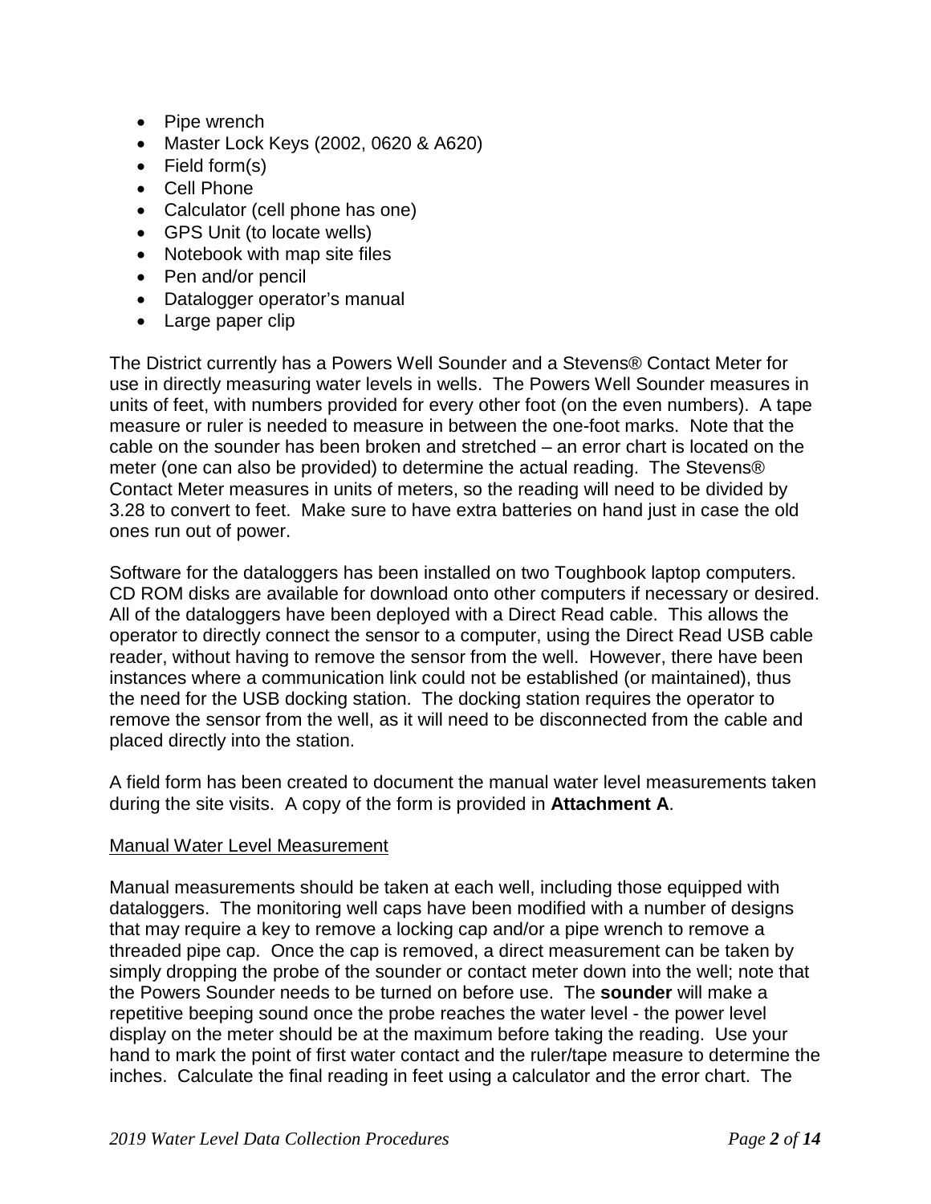- Pipe wrench
- Master Lock Keys (2002, 0620 & A620)
- Field form(s)
- Cell Phone
- Calculator (cell phone has one)
- GPS Unit (to locate wells)
- Notebook with map site files
- Pen and/or pencil
- Datalogger operator's manual
- Large paper clip

The District currently has a Powers Well Sounder and a Stevens® Contact Meter for use in directly measuring water levels in wells. The Powers Well Sounder measures in units of feet, with numbers provided for every other foot (on the even numbers). A tape measure or ruler is needed to measure in between the one-foot marks. Note that the cable on the sounder has been broken and stretched – an error chart is located on the meter (one can also be provided) to determine the actual reading. The Stevens® Contact Meter measures in units of meters, so the reading will need to be divided by 3.28 to convert to feet. Make sure to have extra batteries on hand just in case the old ones run out of power.

Software for the dataloggers has been installed on two Toughbook laptop computers. CD ROM disks are available for download onto other computers if necessary or desired. All of the dataloggers have been deployed with a Direct Read cable. This allows the operator to directly connect the sensor to a computer, using the Direct Read USB cable reader, without having to remove the sensor from the well. However, there have been instances where a communication link could not be established (or maintained), thus the need for the USB docking station. The docking station requires the operator to remove the sensor from the well, as it will need to be disconnected from the cable and placed directly into the station.

A field form has been created to document the manual water level measurements taken during the site visits. A copy of the form is provided in **Attachment A**.

<u>Manual Water Level Measurement</u>

Manual measurements should be taken at each well, including those equipped with dataloggers. The monitoring well caps have been modified with a number of designs that may require a key to remove a locking cap and/or a pipe wrench to remove a threaded pipe cap. Once the cap is removed, a direct measurement can be taken by simply dropping the probe of the sounder or contact meter down into the well; note that the Powers Sounder needs to be turned on before use. The **sounder** will make a repetitive beeping sound once the probe reaches the water level - the power level display on the meter should be at the maximum before taking the reading. Use your hand to mark the point of first water contact and the ruler/tape measure to determine the inches. Calculate the final reading in feet using a calculator and the error chart. The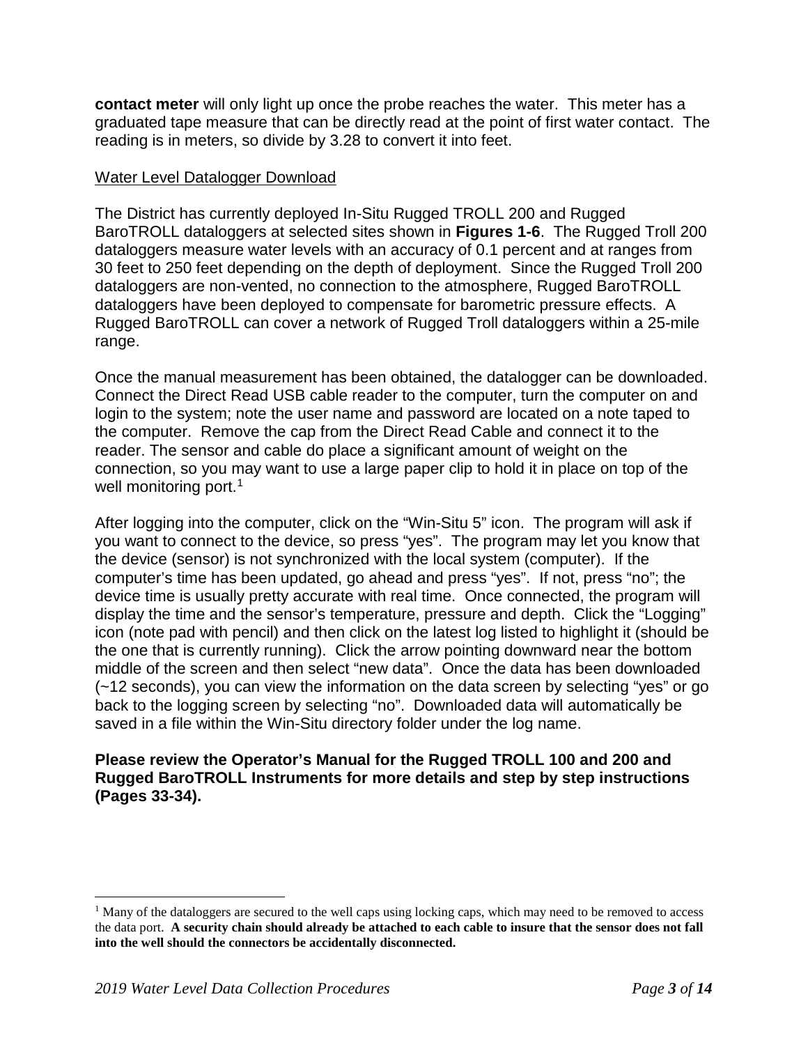**contact meter** will only light up once the probe reaches the water. This meter has a graduated tape measure that can be directly read at the point of first water contact. The reading is in meters, so divide by 3.28 to convert it into feet.

<u>Water Level Datalogger Download</u>

The District has currently deployed In-Situ Rugged TROLL 200 and Rugged BaroTROLL dataloggers at selected sites shown in **Figures 1-6**. The Rugged Troll 200 dataloggers measure water levels with an accuracy of 0.1 percent and at ranges from 30 feet to 250 feet depending on the depth of deployment. Since the Rugged Troll 200 dataloggers are non-vented, no connection to the atmosphere, Rugged BaroTROLL dataloggers have been deployed to compensate for barometric pressure effects. A Rugged BaroTROLL can cover a network of Rugged Troll dataloggers within a 25-mile range.

Once the manual measurement has been obtained, the datalogger can be downloaded. Connect the Direct Read USB cable reader to the computer, turn the computer on and login to the system; note the user name and password are located on a note taped to the computer. Remove the cap from the Direct Read Cable and connect it to the reader. The sensor and cable do place a significant amount of weight on the connection, so you may want to use a large paper clip to hold it in place on top of the well monitoring port.[1]

After logging into the computer, click on the "Win-Situ 5" icon. The program will ask if you want to connect to the device, so press "yes". The program may let you know that the device (sensor) is not synchronized with the local system (computer). If the computer's time has been updated, go ahead and press "yes". If not, press "no"; the device time is usually pretty accurate with real time. Once connected, the program will display the time and the sensor's temperature, pressure and depth. Click the "Logging" icon (note pad with pencil) and then click on the latest log listed to highlight it (should be the one that is currently running). Click the arrow pointing downward near the bottom middle of the screen and then select "new data". Once the data has been downloaded (~12 seconds), you can view the information on the data screen by selecting "yes" or go back to the logging screen by selecting "no". Downloaded data will automatically be saved in a file within the Win-Situ directory folder under the log name.

**Please review the Operator's Manual for the Rugged TROLL 100 and 200 and Rugged BaroTROLL Instruments for more details and step by step instructions (Pages 33-34).**

---

[1] Many of the dataloggers are secured to the well caps using locking caps, which may need to be removed to access the data port. **A security chain should already be attached to each cable to insure that the sensor does not fall into the well should the connectors be accidentally disconnected.**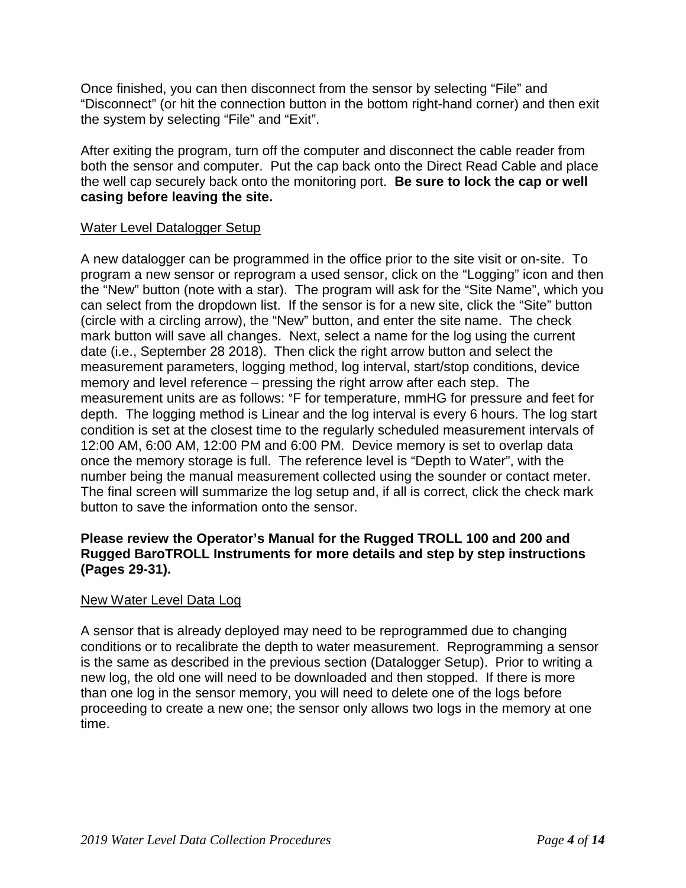Once finished, you can then disconnect from the sensor by selecting “File” and “Disconnect” (or hit the connection button in the bottom right-hand corner) and then exit the system by selecting “File” and “Exit”.

After exiting the program, turn off the computer and disconnect the cable reader from both the sensor and computer. Put the cap back onto the Direct Read Cable and place the well cap securely back onto the monitoring port. **Be sure to lock the cap or well casing before leaving the site.**

<u>Water Level Datalogger Setup</u>

A new datalogger can be programmed in the office prior to the site visit or on-site. To program a new sensor or reprogram a used sensor, click on the “Logging” icon and then the “New” button (note with a star). The program will ask for the “Site Name”, which you can select from the dropdown list. If the sensor is for a new site, click the “Site” button (circle with a circling arrow), the “New” button, and enter the site name. The check mark button will save all changes. Next, select a name for the log using the current date (i.e., September 28 2018). Then click the right arrow button and select the measurement parameters, logging method, log interval, start/stop conditions, device memory and level reference – pressing the right arrow after each step. The measurement units are as follows: °F for temperature, mmHG for pressure and feet for depth. The logging method is Linear and the log interval is every 6 hours. The log start condition is set at the closest time to the regularly scheduled measurement intervals of 12:00 AM, 6:00 AM, 12:00 PM and 6:00 PM. Device memory is set to overlap data once the memory storage is full. The reference level is “Depth to Water”, with the number being the manual measurement collected using the sounder or contact meter. The final screen will summarize the log setup and, if all is correct, click the check mark button to save the information onto the sensor.

**Please review the Operator’s Manual for the Rugged TROLL 100 and 200 and Rugged BaroTROLL Instruments for more details and step by step instructions (Pages 29-31).**

<u>New Water Level Data Log</u>

A sensor that is already deployed may need to be reprogrammed due to changing conditions or to recalibrate the depth to water measurement. Reprogramming a sensor is the same as described in the previous section (Datalogger Setup). Prior to writing a new log, the old one will need to be downloaded and then stopped. If there is more than one log in the sensor memory, you will need to delete one of the logs before proceeding to create a new one; the sensor only allows two logs in the memory at one time.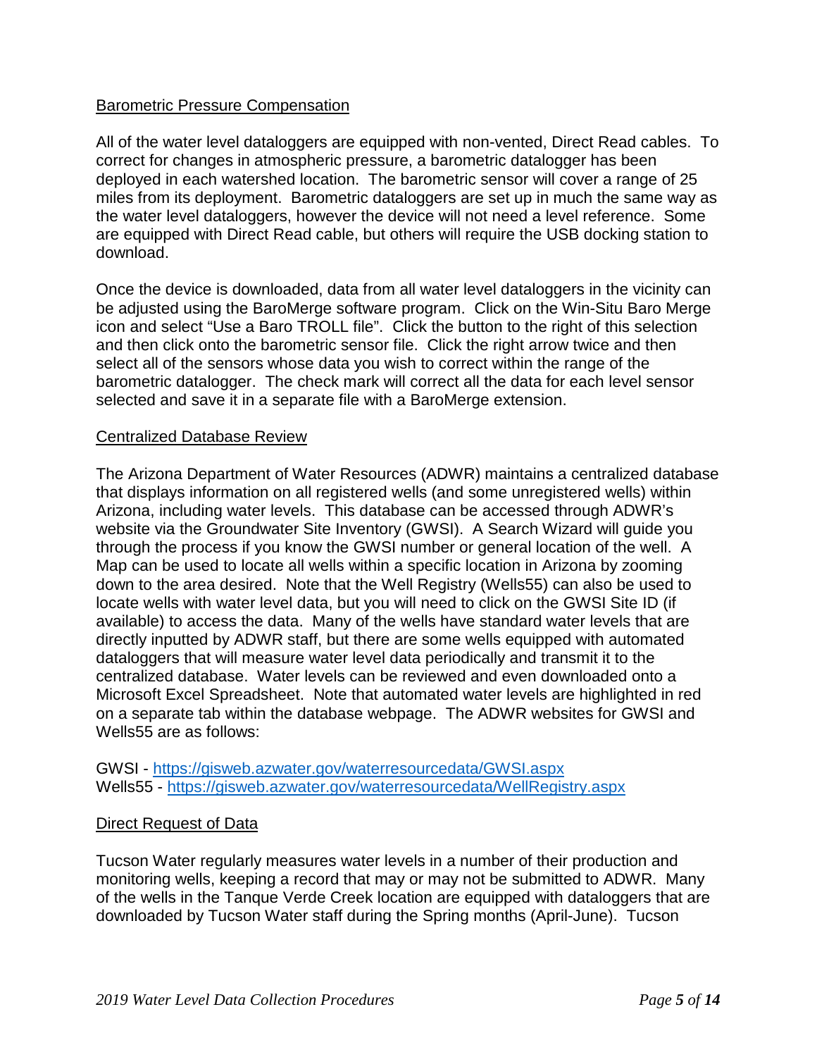## Barometric Pressure Compensation

All of the water level dataloggers are equipped with non-vented, Direct Read cables. To correct for changes in atmospheric pressure, a barometric datalogger has been deployed in each watershed location. The barometric sensor will cover a range of 25 miles from its deployment. Barometric dataloggers are set up in much the same way as the water level dataloggers, however the device will not need a level reference. Some are equipped with Direct Read cable, but others will require the USB docking station to download.

Once the device is downloaded, data from all water level dataloggers in the vicinity can be adjusted using the BaroMerge software program. Click on the Win-Situ Baro Merge icon and select "Use a Baro TROLL file". Click the button to the right of this selection and then click onto the barometric sensor file. Click the right arrow twice and then select all of the sensors whose data you wish to correct within the range of the barometric datalogger. The check mark will correct all the data for each level sensor selected and save it in a separate file with a BaroMerge extension.

## Centralized Database Review

The Arizona Department of Water Resources (ADWR) maintains a centralized database that displays information on all registered wells (and some unregistered wells) within Arizona, including water levels. This database can be accessed through ADWR's website via the Groundwater Site Inventory (GWSI). A Search Wizard will guide you through the process if you know the GWSI number or general location of the well. A Map can be used to locate all wells within a specific location in Arizona by zooming down to the area desired. Note that the Well Registry (Wells55) can also be used to locate wells with water level data, but you will need to click on the GWSI Site ID (if available) to access the data. Many of the wells have standard water levels that are directly inputted by ADWR staff, but there are some wells equipped with automated dataloggers that will measure water level data periodically and transmit it to the centralized database. Water levels can be reviewed and even downloaded onto a Microsoft Excel Spreadsheet. Note that automated water levels are highlighted in red on a separate tab within the database webpage. The ADWR websites for GWSI and Wells55 are as follows:

GWSI - https://gisweb.azwater.gov/waterresourcedata/GWSI.aspx
Wells55 - https://gisweb.azwater.gov/waterresourcedata/WellRegistry.aspx

## Direct Request of Data

Tucson Water regularly measures water levels in a number of their production and monitoring wells, keeping a record that may or may not be submitted to ADWR. Many of the wells in the Tanque Verde Creek location are equipped with dataloggers that are downloaded by Tucson Water staff during the Spring months (April-June). Tucson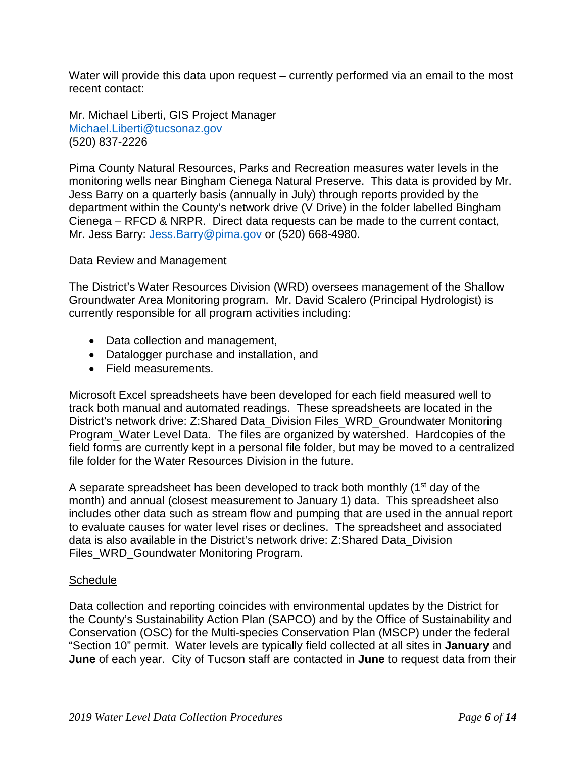Water will provide this data upon request – currently performed via an email to the most recent contact:

Mr. Michael Liberti, GIS Project Manager
Michael.Liberti@tucsonaz.gov
(520) 837-2226

Pima County Natural Resources, Parks and Recreation measures water levels in the monitoring wells near Bingham Cienega Natural Preserve. This data is provided by Mr. Jess Barry on a quarterly basis (annually in July) through reports provided by the department within the County's network drive (V Drive) in the folder labelled Bingham Cienega – RFCD & NRPR. Direct data requests can be made to the current contact, Mr. Jess Barry: Jess.Barry@pima.gov or (520) 668-4980.

Data Review and Management

The District's Water Resources Division (WRD) oversees management of the Shallow Groundwater Area Monitoring program. Mr. David Scalero (Principal Hydrologist) is currently responsible for all program activities including:

- Data collection and management,
- Datalogger purchase and installation, and
- Field measurements.

Microsoft Excel spreadsheets have been developed for each field measured well to track both manual and automated readings. These spreadsheets are located in the District's network drive: Z:Shared Data_Division Files_WRD_Groundwater Monitoring Program_Water Level Data. The files are organized by watershed. Hardcopies of the field forms are currently kept in a personal file folder, but may be moved to a centralized file folder for the Water Resources Division in the future.

A separate spreadsheet has been developed to track both monthly (1st day of the month) and annual (closest measurement to January 1) data. This spreadsheet also includes other data such as stream flow and pumping that are used in the annual report to evaluate causes for water level rises or declines. The spreadsheet and associated data is also available in the District's network drive: Z:Shared Data_Division Files_WRD_Goundwater Monitoring Program.

Schedule

Data collection and reporting coincides with environmental updates by the District for the County's Sustainability Action Plan (SAPCO) and by the Office of Sustainability and Conservation (OSC) for the Multi-species Conservation Plan (MSCP) under the federal "Section 10" permit. Water levels are typically field collected at all sites in **January** and **June** of each year. City of Tucson staff are contacted in **June** to request data from their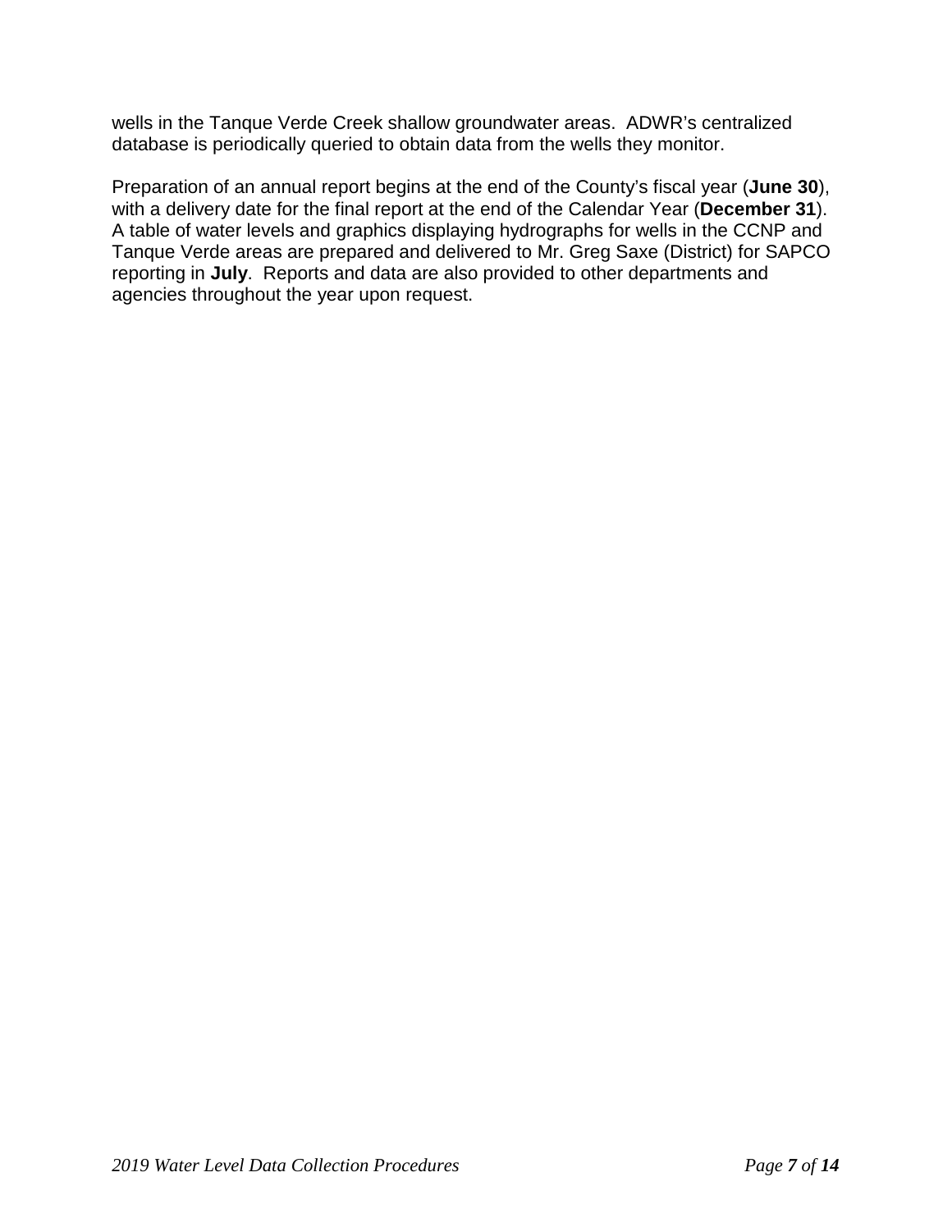wells in the Tanque Verde Creek shallow groundwater areas. ADWR's centralized database is periodically queried to obtain data from the wells they monitor.

Preparation of an annual report begins at the end of the County's fiscal year (**June 30**), with a delivery date for the final report at the end of the Calendar Year (**December 31**). A table of water levels and graphics displaying hydrographs for wells in the CCNP and Tanque Verde areas are prepared and delivered to Mr. Greg Saxe (District) for SAPCO reporting in **July**. Reports and data are also provided to other departments and agencies throughout the year upon request.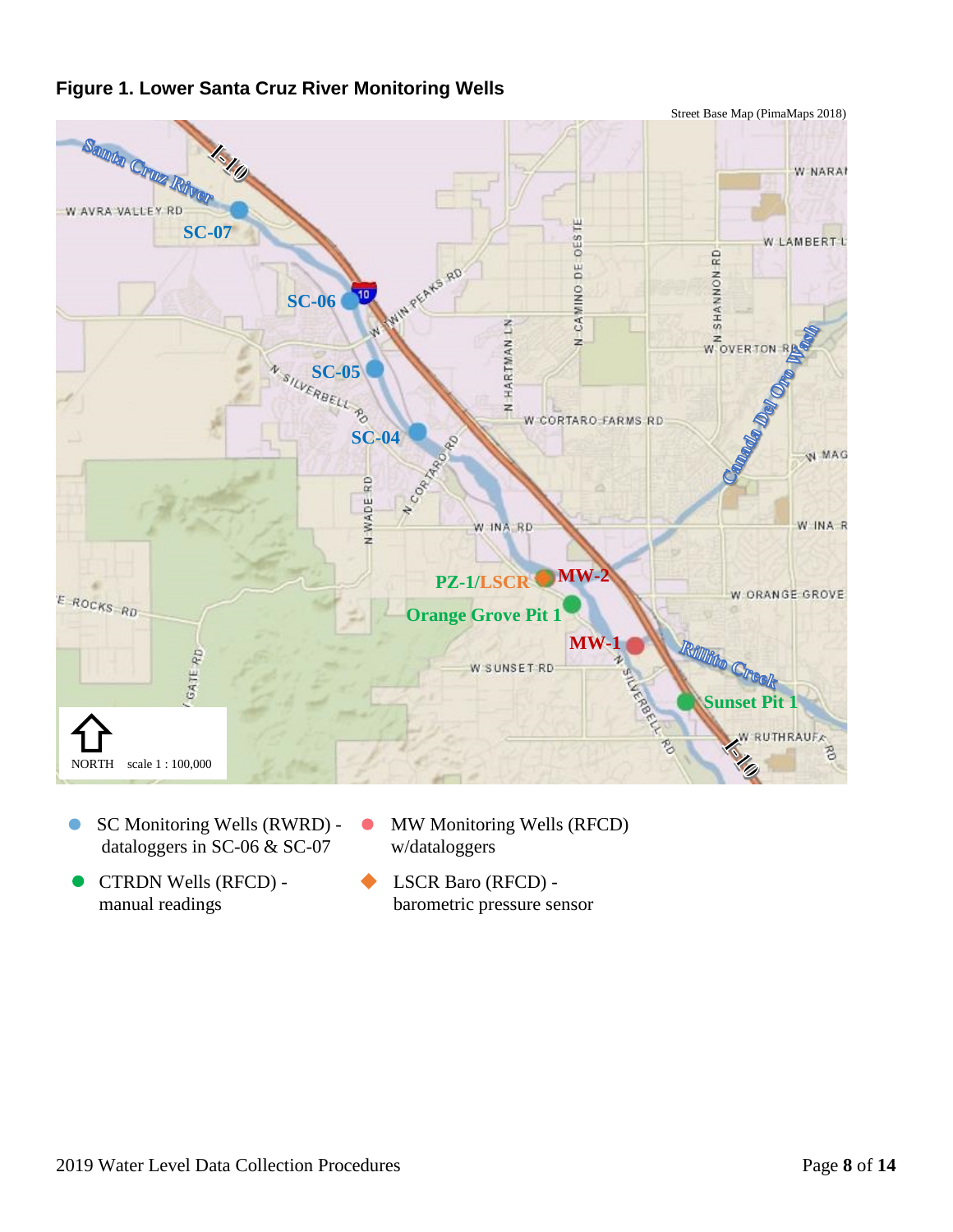**Figure 1. Lower Santa Cruz River Monitoring Wells**

Street Base Map (PimaMaps 2018)

- SC Monitoring Wells (RWRD) - dataloggers in SC-06 & SC-07
- MW Monitoring Wells (RFCD) w/dataloggers
- CTRDN Wells (RFCD) - manual readings
- LSCR Baro (RFCD) - barometric pressure sensor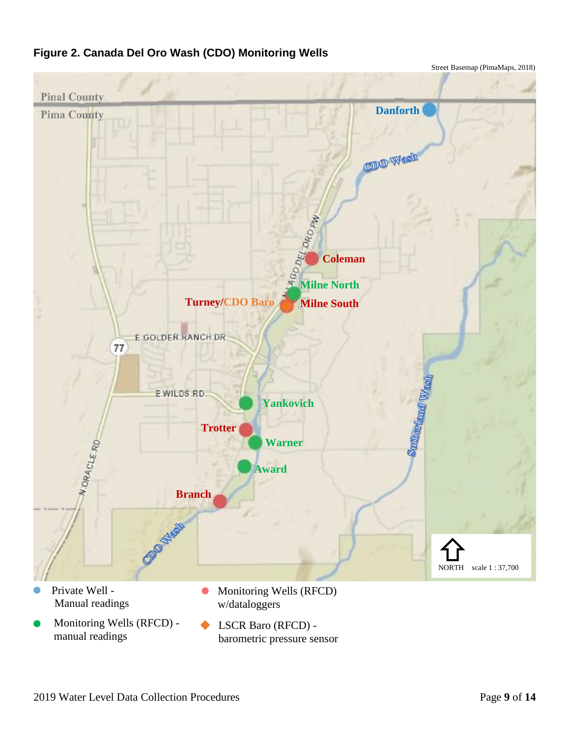**Figure 2. Canada Del Oro Wash (CDO) Monitoring Wells**

Street Basemap (PimaMaps, 2018)

Pinal County
Pima County

Danforth

CDO Wash

Coleman

Milne North

Turney/CDO Baro

Milne South

E GOLDER RANCH DR

77

E WILDS RD

Yankovich

Trotter

Warner

Award

Branch

N ORACLE RD

Sutherland Wash

CDO Wash

NORTH scale 1 : 37,700

- Private Well - Manual readings
- Monitoring Wells (RFCD) - manual readings
- Monitoring Wells (RFCD) w/dataloggers
- LSCR Baro (RFCD) - barometric pressure sensor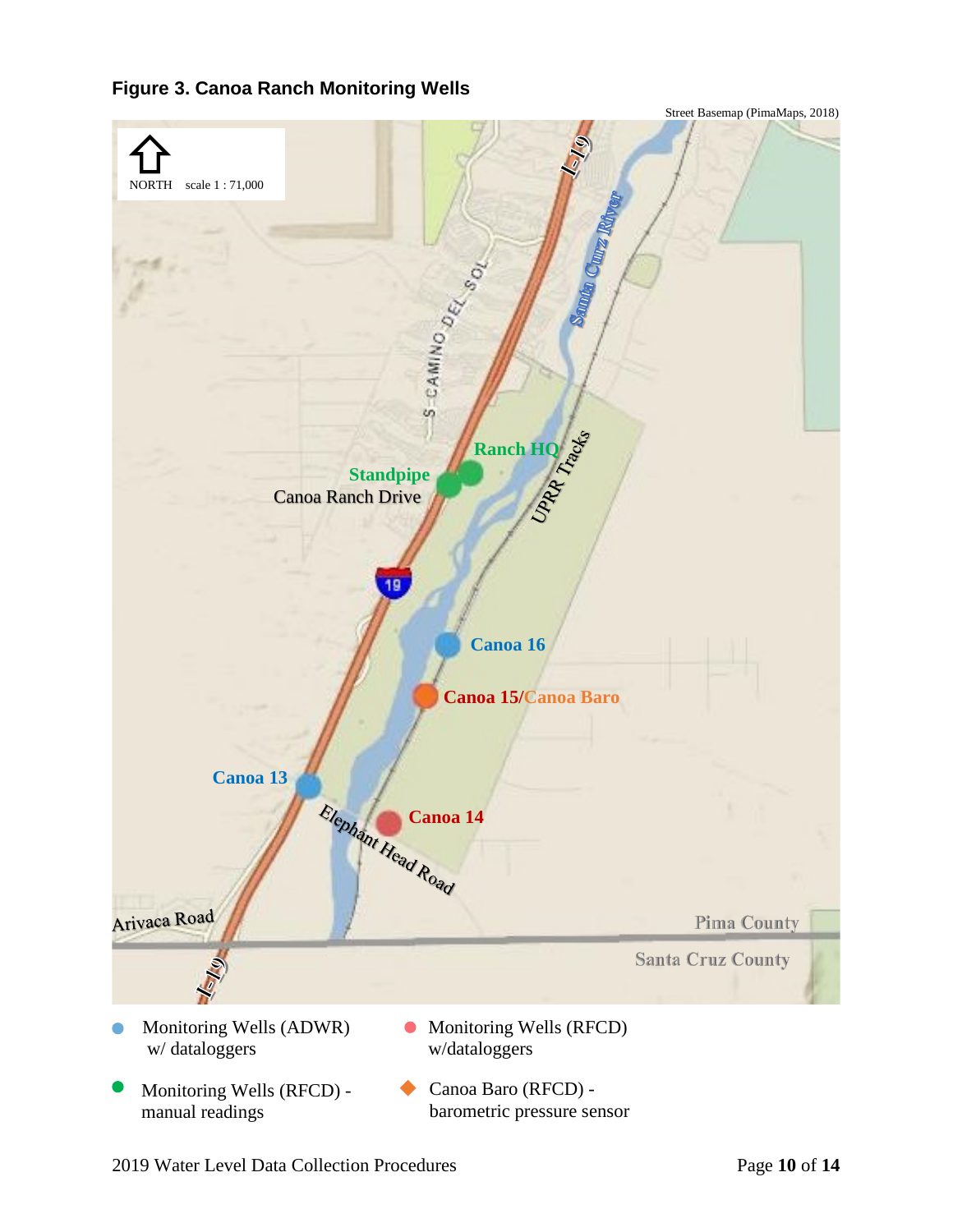## Figure 3. Canoa Ranch Monitoring Wells

Street Basemap (PimaMaps, 2018)

NORTH scale 1 : 71,000

I-19

Santa Curz River

S CAMINO DEL SOL

Ranch HQ

Standpipe

Canoa Ranch Drive

UPRR Tracks

19

Canoa 16

Canoa 15/Canoa Baro

Canoa 13

Canoa 14

Elephant Head Road

Arivaca Road

Pima County

Santa Cruz County

I-19

- Monitoring Wells (ADWR) w/ dataloggers
- Monitoring Wells (RFCD) w/dataloggers
- Monitoring Wells (RFCD) - manual readings
- Canoa Baro (RFCD) - barometric pressure sensor

2019 Water Level Data Collection Procedures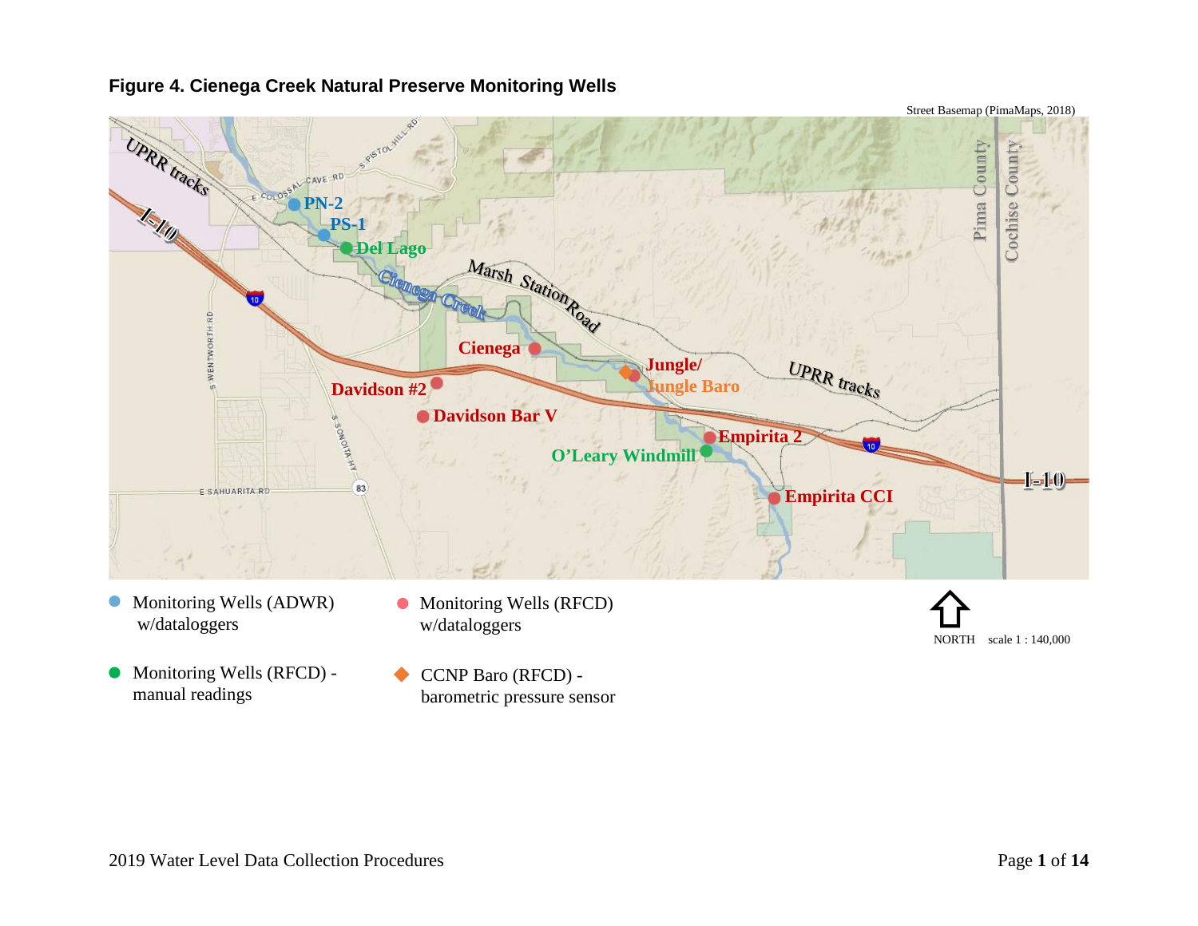# Figure 4. Cienega Creek Natural Preserve Monitoring Wells

Street Basemap (PimaMaps, 2018)

UPRR tracks

I-10

PN-2

PS-1

Del Lago

Cienega Creek

Marsh Station Road

Cienega

Jungle/ Jungle Baro

UPRR tracks

Davidson #2

Davidson Bar V

Empirita 2

O'Leary Windmill

Empirita CCI

I-10

Pima County

Cochise County

- Monitoring Wells (ADWR) w/dataloggers
- Monitoring Wells (RFCD) w/dataloggers
- Monitoring Wells (RFCD) - manual readings
- CCNP Baro (RFCD) - barometric pressure sensor

NORTH scale 1 : 140,000

2019 Water Level Data Collection Procedures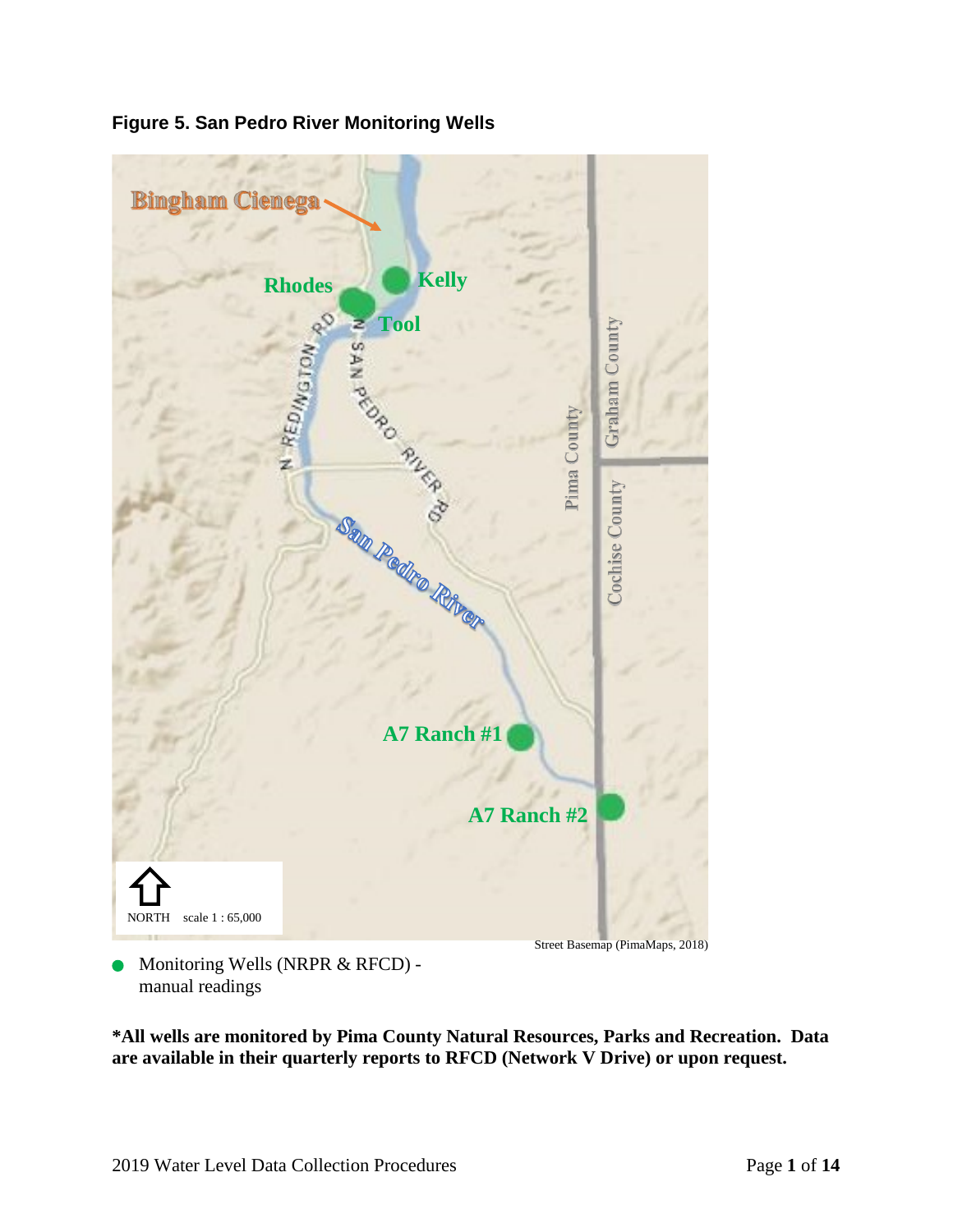**Figure 5. San Pedro River Monitoring Wells**

Bingham Cienega

Rhodes

Kelly

Tool

N REDINGTON RD

N SAN PEDRO RIVER RD

San Pedro River

Pima County

Graham County

Cochise County

A7 Ranch #1

A7 Ranch #2

NORTH scale 1 : 65,000

Street Basemap (PimaMaps, 2018)

● Monitoring Wells (NRPR & RFCD) - manual readings

**\*All wells are monitored by Pima County Natural Resources, Parks and Recreation. Data are available in their quarterly reports to RFCD (Network V Drive) or upon request.**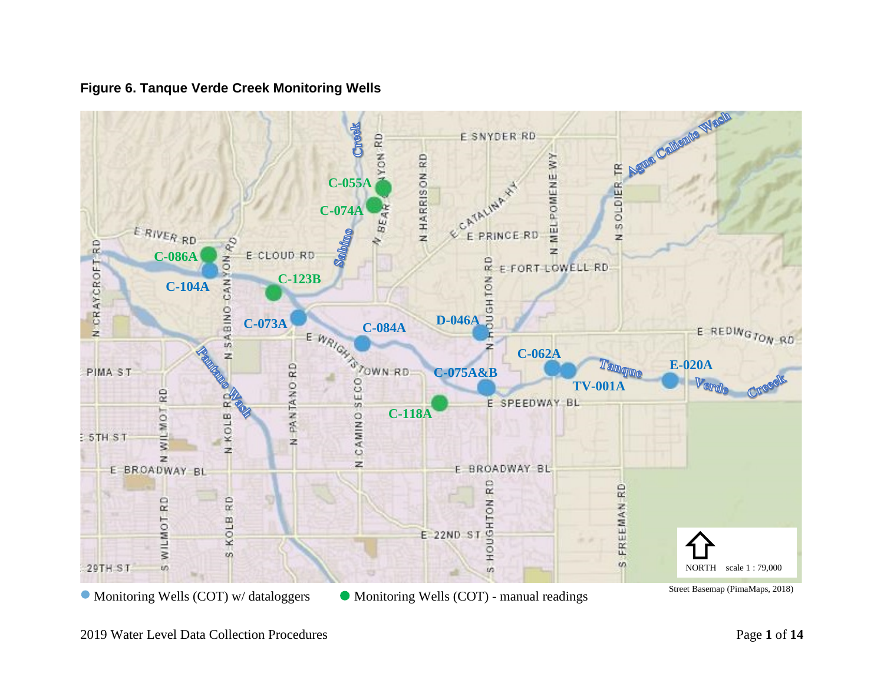**Figure 6. Tanque Verde Creek Monitoring Wells**

● Monitoring Wells (COT) w/ dataloggers ● Monitoring Wells (COT) - manual readings

Street Basemap (PimaMaps, 2018)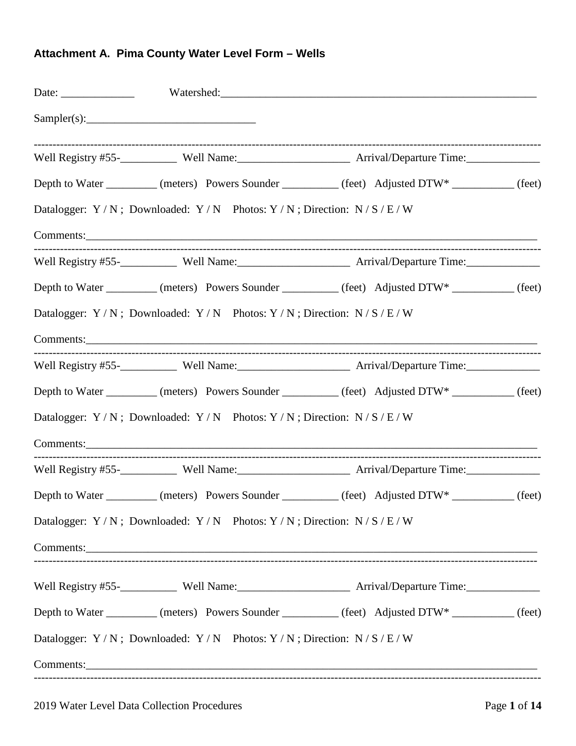**Attachment A. Pima County Water Level Form – Wells**

Date: _____________ Watershed:___________________________________________________________

Sampler(s):_______________________________

---

Well Registry #55-__________ Well Name:____________________ Arrival/Departure Time:_____________

Depth to Water _________ (meters) Powers Sounder __________ (feet) Adjusted DTW* ___________ (feet)

Datalogger: Y / N ; Downloaded: Y / N Photos: Y / N ; Direction: N / S / E / W

Comments:___________________________________________________________________________________

---

Well Registry #55-__________ Well Name:____________________ Arrival/Departure Time:_____________

Depth to Water _________ (meters) Powers Sounder __________ (feet) Adjusted DTW* ___________ (feet)

Datalogger: Y / N ; Downloaded: Y / N Photos: Y / N ; Direction: N / S / E / W

Comments:___________________________________________________________________________________

---

Well Registry #55-__________ Well Name:____________________ Arrival/Departure Time:_____________

Depth to Water _________ (meters) Powers Sounder __________ (feet) Adjusted DTW* ___________ (feet)

Datalogger: Y / N ; Downloaded: Y / N Photos: Y / N ; Direction: N / S / E / W

Comments:___________________________________________________________________________________

---

Well Registry #55-__________ Well Name:____________________ Arrival/Departure Time:_____________

Depth to Water _________ (meters) Powers Sounder __________ (feet) Adjusted DTW* ___________ (feet)

Datalogger: Y / N ; Downloaded: Y / N Photos: Y / N ; Direction: N / S / E / W

Comments:___________________________________________________________________________________

---

Well Registry #55-__________ Well Name:____________________ Arrival/Departure Time:_____________

Depth to Water _________ (meters) Powers Sounder __________ (feet) Adjusted DTW* ___________ (feet)

Datalogger: Y / N ; Downloaded: Y / N Photos: Y / N ; Direction: N / S / E / W

Comments:___________________________________________________________________________________

---